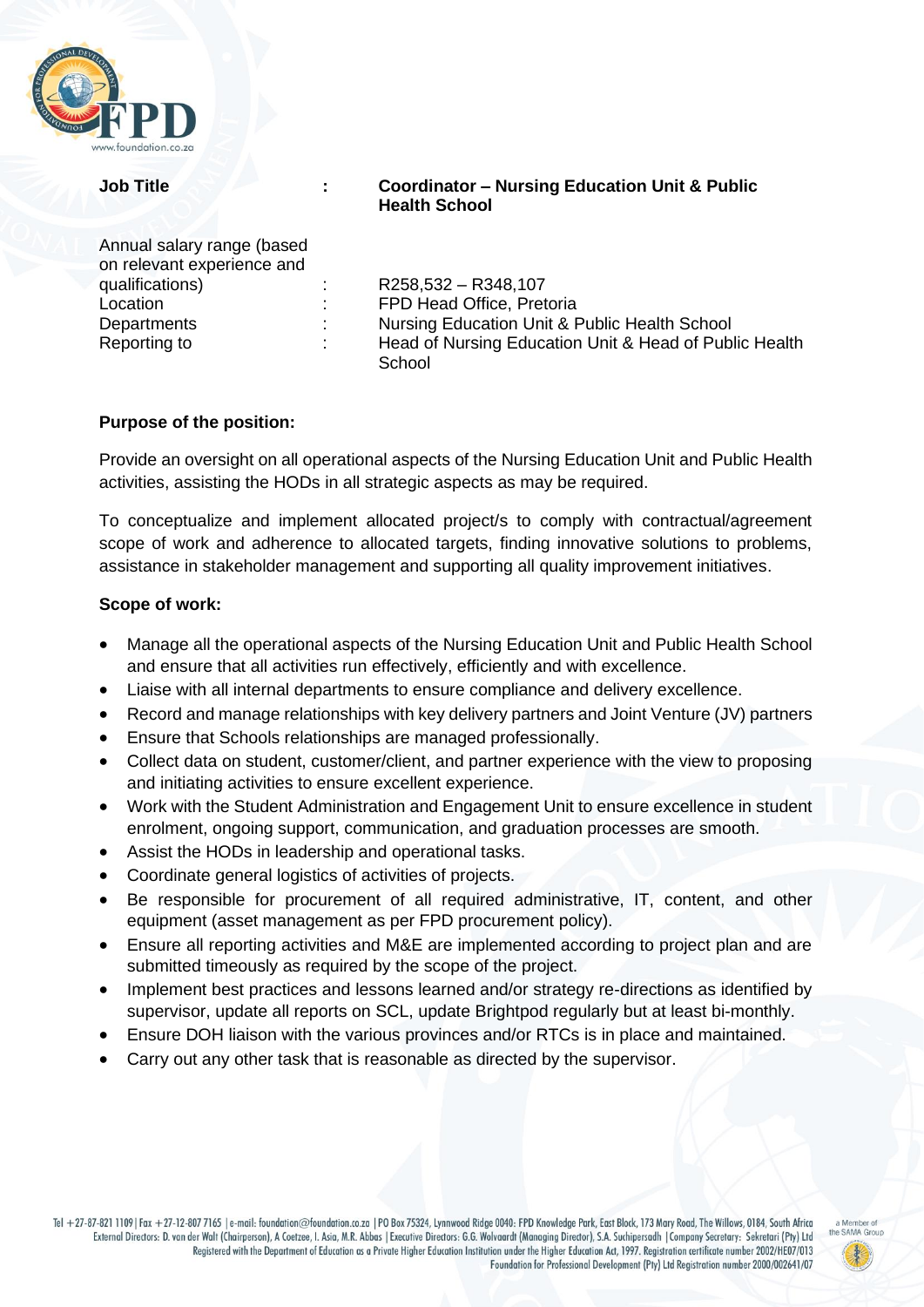| | | |
|---|---|---|
| **Job Title** | **:** | **Coordinator – Nursing Education Unit & Public Health School** |
| Annual salary range (based on relevant experience and qualifications) | : | R258,532 – R348,107 |
| Location | : | FPD Head Office, Pretoria |
| Departments | : | Nursing Education Unit & Public Health School |
| Reporting to | : | Head of Nursing Education Unit & Head of Public Health School |

**Purpose of the position:**

Provide an oversight on all operational aspects of the Nursing Education Unit and Public Health activities, assisting the HODs in all strategic aspects as may be required.

To conceptualize and implement allocated project/s to comply with contractual/agreement scope of work and adherence to allocated targets, finding innovative solutions to problems, assistance in stakeholder management and supporting all quality improvement initiatives.

**Scope of work:**

- Manage all the operational aspects of the Nursing Education Unit and Public Health School and ensure that all activities run effectively, efficiently and with excellence.
- Liaise with all internal departments to ensure compliance and delivery excellence.
- Record and manage relationships with key delivery partners and Joint Venture (JV) partners
- Ensure that Schools relationships are managed professionally.
- Collect data on student, customer/client, and partner experience with the view to proposing and initiating activities to ensure excellent experience.
- Work with the Student Administration and Engagement Unit to ensure excellence in student enrolment, ongoing support, communication, and graduation processes are smooth.
- Assist the HODs in leadership and operational tasks.
- Coordinate general logistics of activities of projects.
- Be responsible for procurement of all required administrative, IT, content, and other equipment (asset management as per FPD procurement policy).
- Ensure all reporting activities and M&E are implemented according to project plan and are submitted timeously as required by the scope of the project.
- Implement best practices and lessons learned and/or strategy re-directions as identified by supervisor, update all reports on SCL, update Brightpod regularly but at least bi-monthly.
- Ensure DOH liaison with the various provinces and/or RTCs is in place and maintained.
- Carry out any other task that is reasonable as directed by the supervisor.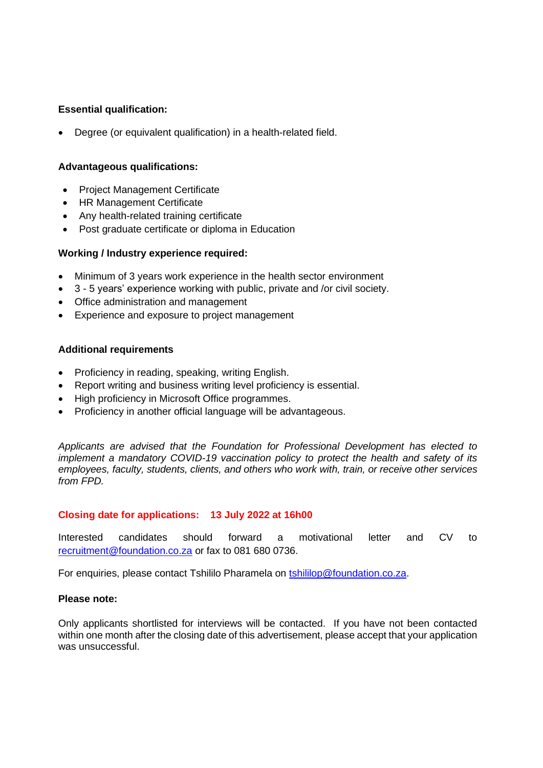**Essential qualification:**

- Degree (or equivalent qualification) in a health-related field.

**Advantageous qualifications:**

- Project Management Certificate
- HR Management Certificate
- Any health-related training certificate
- Post graduate certificate or diploma in Education

**Working / Industry experience required:**

- Minimum of 3 years work experience in the health sector environment
- 3 - 5 years' experience working with public, private and /or civil society.
- Office administration and management
- Experience and exposure to project management

**Additional requirements**

- Proficiency in reading, speaking, writing English.
- Report writing and business writing level proficiency is essential.
- High proficiency in Microsoft Office programmes.
- Proficiency in another official language will be advantageous.

*Applicants are advised that the Foundation for Professional Development has elected to implement a mandatory COVID-19 vaccination policy to protect the health and safety of its employees, faculty, students, clients, and others who work with, train, or receive other services from FPD.*

**Closing date for applications: 13 July 2022 at 16h00**

Interested candidates should forward a motivational letter and CV to recruitment@foundation.co.za or fax to 081 680 0736.

For enquiries, please contact Tshililo Pharamela on tshililop@foundation.co.za.

**Please note:**

Only applicants shortlisted for interviews will be contacted. If you have not been contacted within one month after the closing date of this advertisement, please accept that your application was unsuccessful.